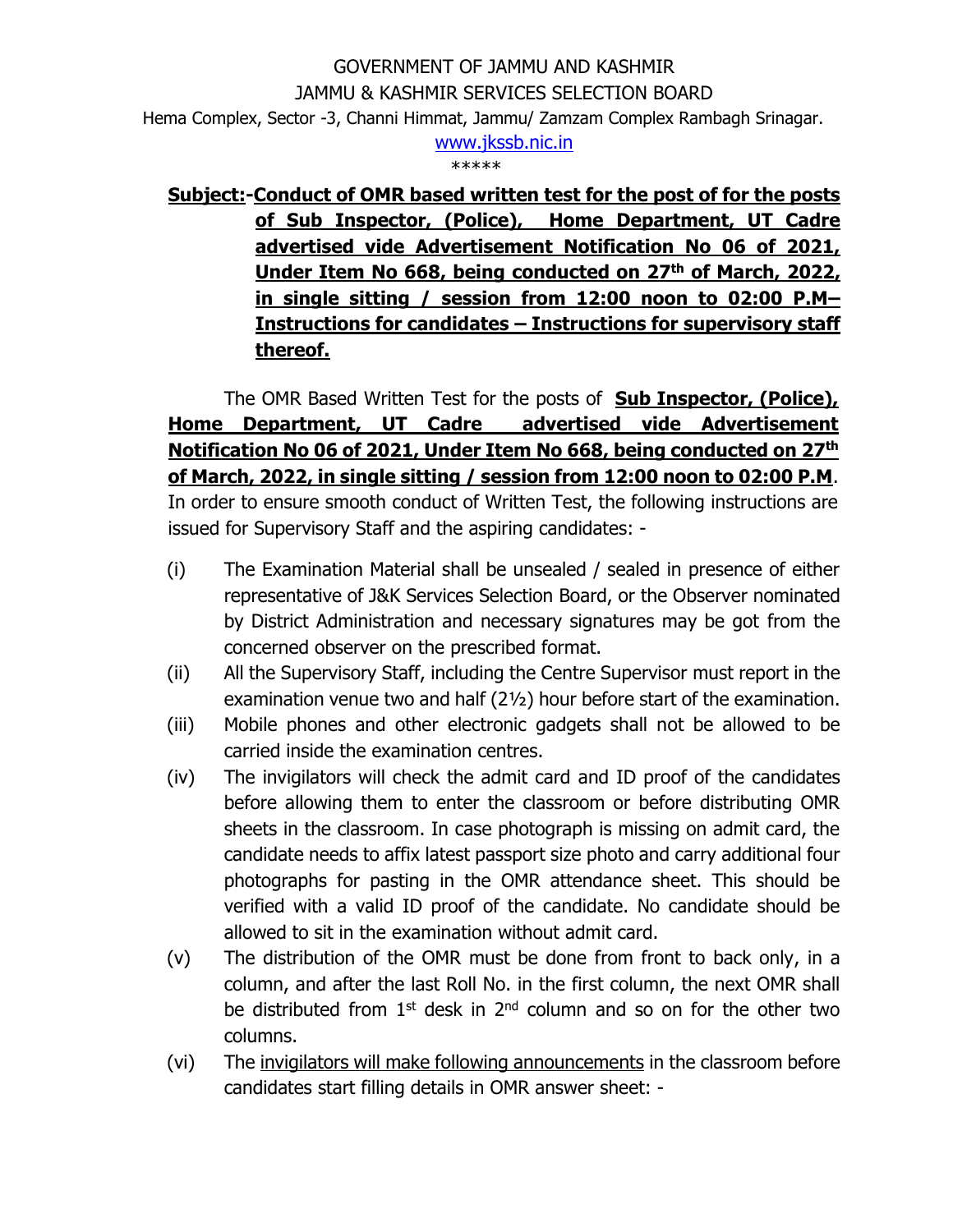GOVERNMENT OF JAMMU AND KASHMIR
JAMMU & KASHMIR SERVICES SELECTION BOARD
Hema Complex, Sector -3, Channi Himmat, Jammu/ Zamzam Complex Rambagh Srinagar.
www.jkssb.nic.in
*****

**Subject:-Conduct of OMR based written test for the post of for the posts of Sub Inspector, (Police), Home Department, UT Cadre advertised vide Advertisement Notification No 06 of 2021, Under Item No 668, being conducted on 27th of March, 2022, in single sitting / session from 12:00 noon to 02:00 P.M– Instructions for candidates – Instructions for supervisory staff thereof.**

The OMR Based Written Test for the posts of **Sub Inspector, (Police), Home Department, UT Cadre advertised vide Advertisement Notification No 06 of 2021, Under Item No 668, being conducted on 27th of March, 2022, in single sitting / session from 12:00 noon to 02:00 P.M**. In order to ensure smooth conduct of Written Test, the following instructions are issued for Supervisory Staff and the aspiring candidates: -

(i) The Examination Material shall be unsealed / sealed in presence of either representative of J&K Services Selection Board, or the Observer nominated by District Administration and necessary signatures may be got from the concerned observer on the prescribed format.

(ii) All the Supervisory Staff, including the Centre Supervisor must report in the examination venue two and half (2½) hour before start of the examination.

(iii) Mobile phones and other electronic gadgets shall not be allowed to be carried inside the examination centres.

(iv) The invigilators will check the admit card and ID proof of the candidates before allowing them to enter the classroom or before distributing OMR sheets in the classroom. In case photograph is missing on admit card, the candidate needs to affix latest passport size photo and carry additional four photographs for pasting in the OMR attendance sheet. This should be verified with a valid ID proof of the candidate. No candidate should be allowed to sit in the examination without admit card.

(v) The distribution of the OMR must be done from front to back only, in a column, and after the last Roll No. in the first column, the next OMR shall be distributed from 1st desk in 2nd column and so on for the other two columns.

(vi) The invigilators will make following announcements in the classroom before candidates start filling details in OMR answer sheet: -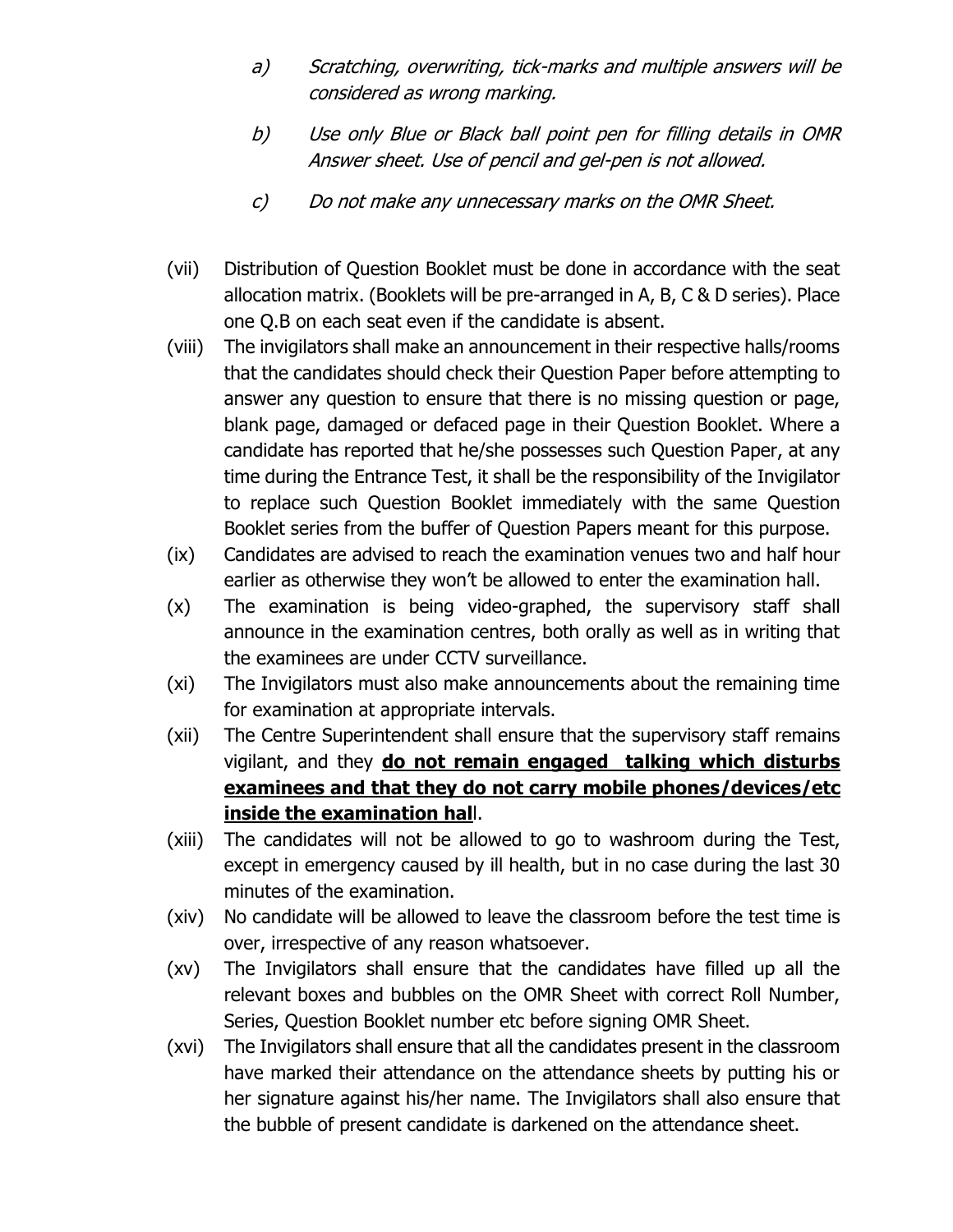a) *Scratching, overwriting, tick-marks and multiple answers will be considered as wrong marking.*

b) *Use only Blue or Black ball point pen for filling details in OMR Answer sheet. Use of pencil and gel-pen is not allowed.*

c) *Do not make any unnecessary marks on the OMR Sheet.*

(vii) Distribution of Question Booklet must be done in accordance with the seat allocation matrix. (Booklets will be pre-arranged in A, B, C & D series). Place one Q.B on each seat even if the candidate is absent.

(viii) The invigilators shall make an announcement in their respective halls/rooms that the candidates should check their Question Paper before attempting to answer any question to ensure that there is no missing question or page, blank page, damaged or defaced page in their Question Booklet. Where a candidate has reported that he/she possesses such Question Paper, at any time during the Entrance Test, it shall be the responsibility of the Invigilator to replace such Question Booklet immediately with the same Question Booklet series from the buffer of Question Papers meant for this purpose.

(ix) Candidates are advised to reach the examination venues two and half hour earlier as otherwise they won't be allowed to enter the examination hall.

(x) The examination is being video-graphed, the supervisory staff shall announce in the examination centres, both orally as well as in writing that the examinees are under CCTV surveillance.

(xi) The Invigilators must also make announcements about the remaining time for examination at appropriate intervals.

(xii) The Centre Superintendent shall ensure that the supervisory staff remains vigilant, and they **<u>do not remain engaged talking which disturbs examinees and that they do not carry mobile phones/devices/etc inside the examination hal</u>**l.

(xiii) The candidates will not be allowed to go to washroom during the Test, except in emergency caused by ill health, but in no case during the last 30 minutes of the examination.

(xiv) No candidate will be allowed to leave the classroom before the test time is over, irrespective of any reason whatsoever.

(xv) The Invigilators shall ensure that the candidates have filled up all the relevant boxes and bubbles on the OMR Sheet with correct Roll Number, Series, Question Booklet number etc before signing OMR Sheet.

(xvi) The Invigilators shall ensure that all the candidates present in the classroom have marked their attendance on the attendance sheets by putting his or her signature against his/her name. The Invigilators shall also ensure that the bubble of present candidate is darkened on the attendance sheet.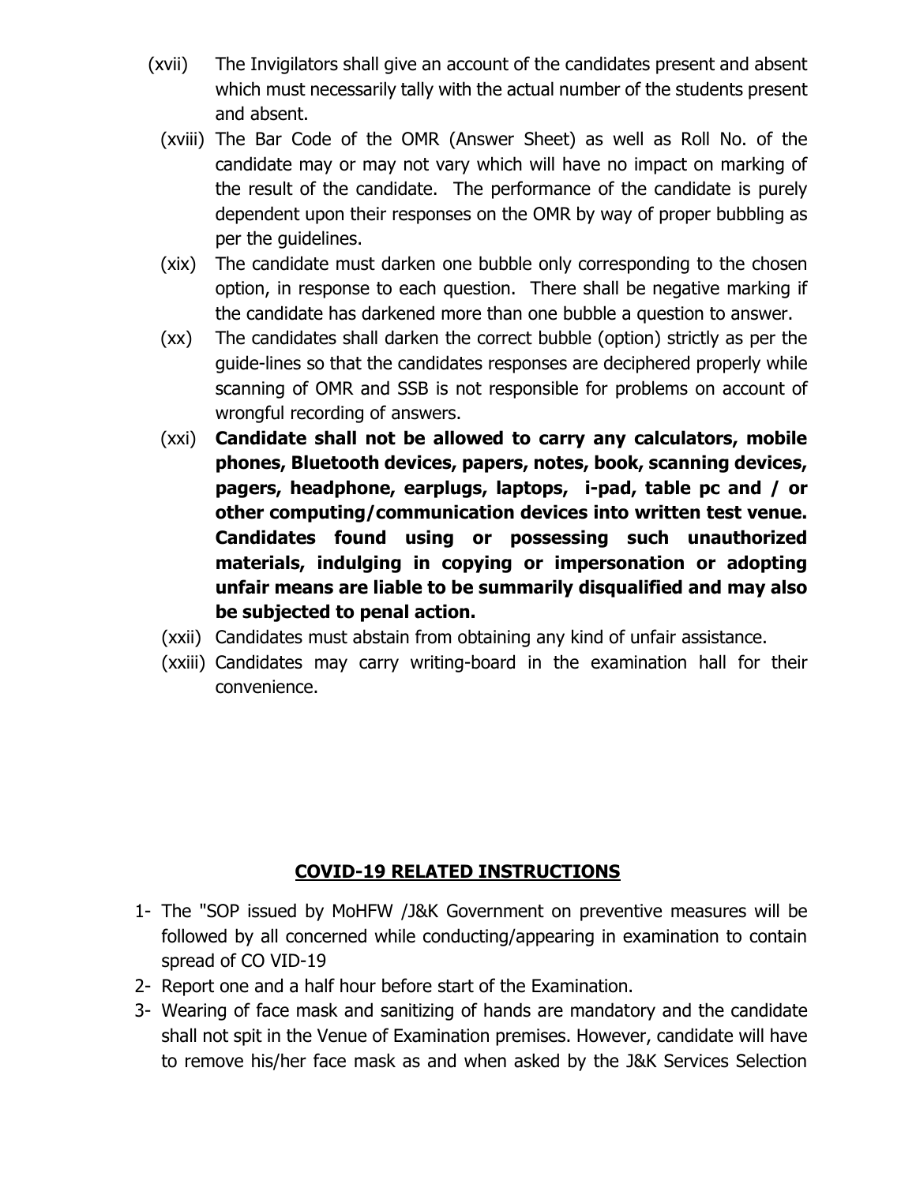(xvii) The Invigilators shall give an account of the candidates present and absent which must necessarily tally with the actual number of the students present and absent.

(xviii) The Bar Code of the OMR (Answer Sheet) as well as Roll No. of the candidate may or may not vary which will have no impact on marking of the result of the candidate. The performance of the candidate is purely dependent upon their responses on the OMR by way of proper bubbling as per the guidelines.

(xix) The candidate must darken one bubble only corresponding to the chosen option, in response to each question. There shall be negative marking if the candidate has darkened more than one bubble a question to answer.

(xx) The candidates shall darken the correct bubble (option) strictly as per the guide-lines so that the candidates responses are deciphered properly while scanning of OMR and SSB is not responsible for problems on account of wrongful recording of answers.

(xxi) **Candidate shall not be allowed to carry any calculators, mobile phones, Bluetooth devices, papers, notes, book, scanning devices, pagers, headphone, earplugs, laptops, i-pad, table pc and / or other computing/communication devices into written test venue. Candidates found using or possessing such unauthorized materials, indulging in copying or impersonation or adopting unfair means are liable to be summarily disqualified and may also be subjected to penal action.**

(xxii) Candidates must abstain from obtaining any kind of unfair assistance.

(xxiii) Candidates may carry writing-board in the examination hall for their convenience.

## COVID-19 RELATED INSTRUCTIONS

1- The "SOP issued by MoHFW /J&K Government on preventive measures will be followed by all concerned while conducting/appearing in examination to contain spread of CO VID-19

2- Report one and a half hour before start of the Examination.

3- Wearing of face mask and sanitizing of hands are mandatory and the candidate shall not spit in the Venue of Examination premises. However, candidate will have to remove his/her face mask as and when asked by the J&K Services Selection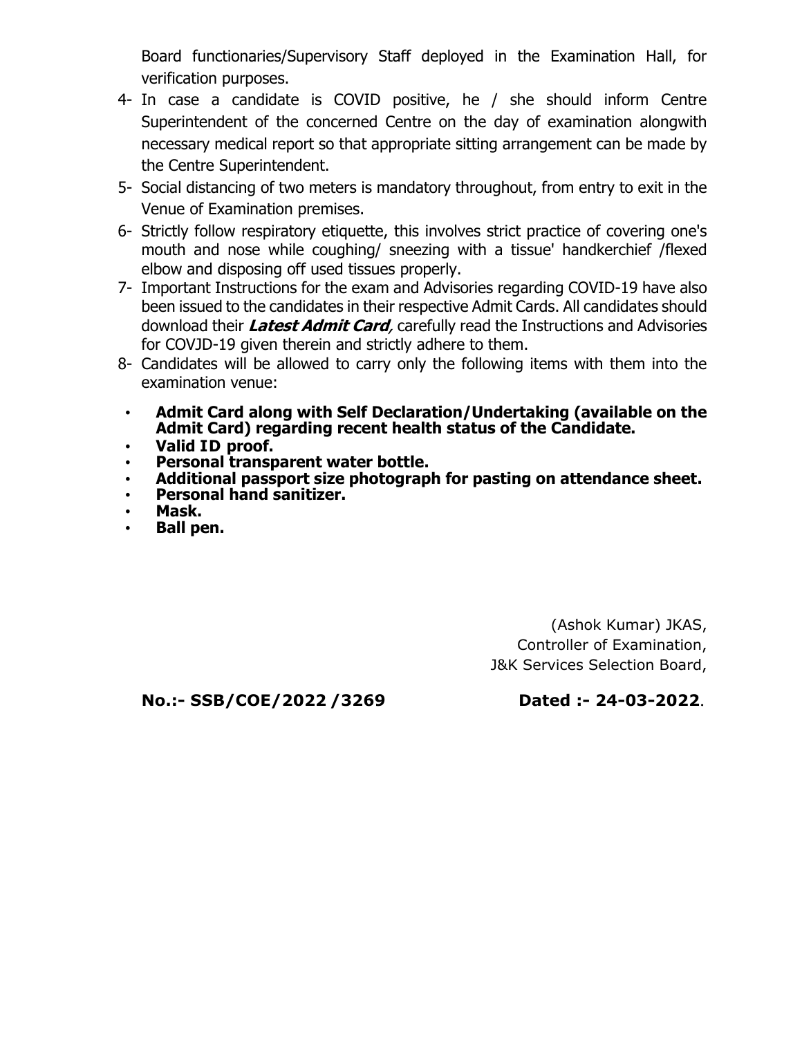Board functionaries/Supervisory Staff deployed in the Examination Hall, for verification purposes.

4- In case a candidate is COVID positive, he / she should inform Centre Superintendent of the concerned Centre on the day of examination alongwith necessary medical report so that appropriate sitting arrangement can be made by the Centre Superintendent.
5- Social distancing of two meters is mandatory throughout, from entry to exit in the Venue of Examination premises.
6- Strictly follow respiratory etiquette, this involves strict practice of covering one's mouth and nose while coughing/ sneezing with a tissue' handkerchief /flexed elbow and disposing off used tissues properly.
7- Important Instructions for the exam and Advisories regarding COVID-19 have also been issued to the candidates in their respective Admit Cards. All candidates should download their ***Latest Admit Card,*** carefully read the Instructions and Advisories for COVJD-19 given therein and strictly adhere to them.
8- Candidates will be allowed to carry only the following items with them into the examination venue:

- **Admit Card along with Self Declaration/Undertaking (available on the Admit Card) regarding recent health status of the Candidate.**
- **Valid ID proof.**
- **Personal transparent water bottle.**
- **Additional passport size photograph for pasting on attendance sheet.**
- **Personal hand sanitizer.**
- **Mask.**
- **Ball pen.**

(Ashok Kumar) JKAS,
Controller of Examination,
J&K Services Selection Board,

**No.:- SSB/COE/2022 /3269** **Dated :- 24-03-2022**.